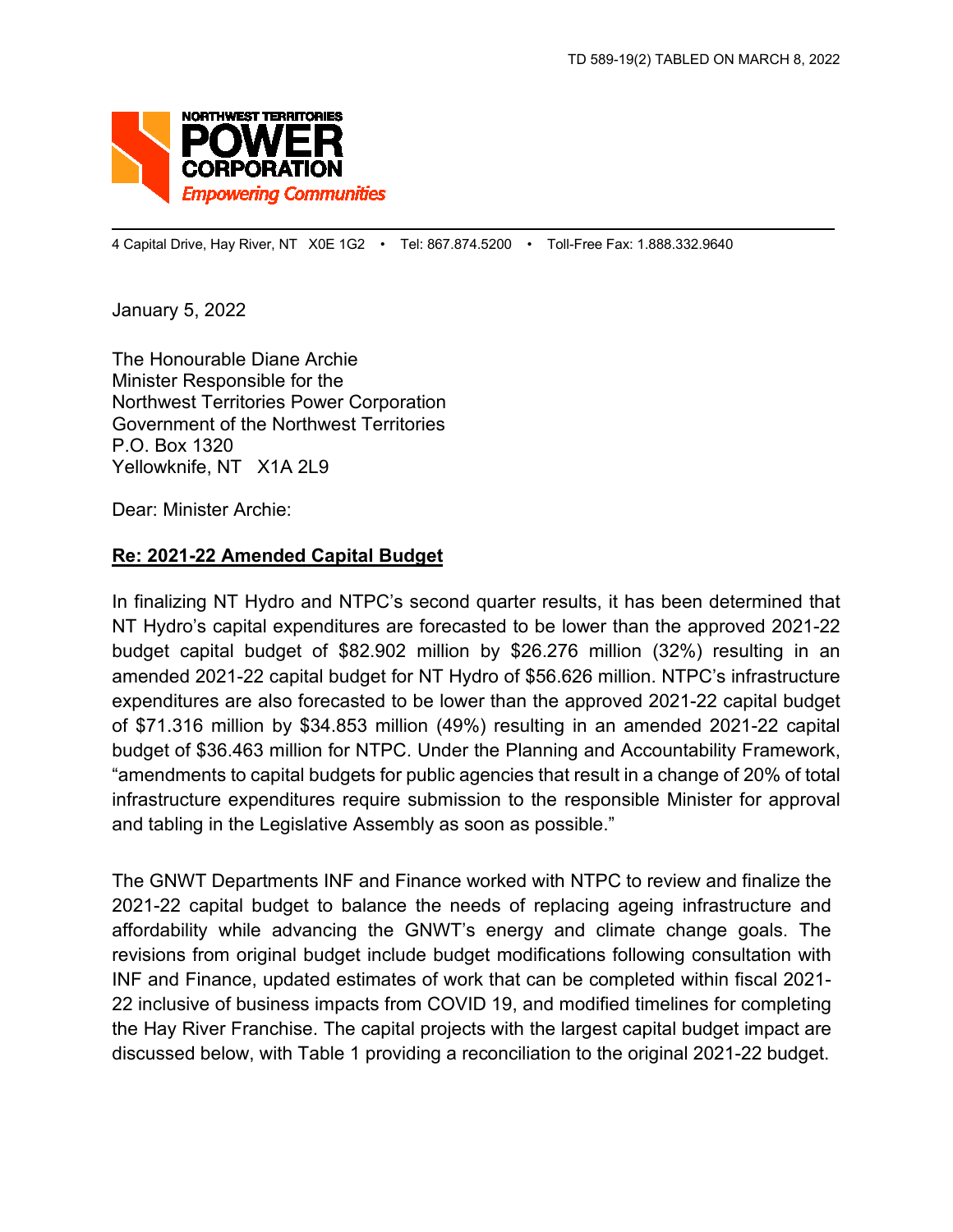NORTHWEST TERRITORIES POWER CORPORATION

*Empowering Communities*

4 Capital Drive, Hay River, NT X0E 1G2 • Tel: 867.874.5200 • Toll-Free Fax: 1.888.332.9640

January 5, 2022

The Honourable Diane Archie
Minister Responsible for the
Northwest Territories Power Corporation
Government of the Northwest Territories
P.O. Box 1320
Yellowknife, NT X1A 2L9

Dear: Minister Archie:

**Re: 2021-22 Amended Capital Budget**

In finalizing NT Hydro and NTPC's second quarter results, it has been determined that NT Hydro's capital expenditures are forecasted to be lower than the approved 2021-22 budget capital budget of $82.902 million by $26.276 million (32%) resulting in an amended 2021-22 capital budget for NT Hydro of $56.626 million. NTPC's infrastructure expenditures are also forecasted to be lower than the approved 2021-22 capital budget of $71.316 million by $34.853 million (49%) resulting in an amended 2021-22 capital budget of $36.463 million for NTPC. Under the Planning and Accountability Framework, "amendments to capital budgets for public agencies that result in a change of 20% of total infrastructure expenditures require submission to the responsible Minister for approval and tabling in the Legislative Assembly as soon as possible."

The GNWT Departments INF and Finance worked with NTPC to review and finalize the 2021-22 capital budget to balance the needs of replacing ageing infrastructure and affordability while advancing the GNWT's energy and climate change goals. The revisions from original budget include budget modifications following consultation with INF and Finance, updated estimates of work that can be completed within fiscal 2021-22 inclusive of business impacts from COVID 19, and modified timelines for completing the Hay River Franchise. The capital projects with the largest capital budget impact are discussed below, with Table 1 providing a reconciliation to the original 2021-22 budget.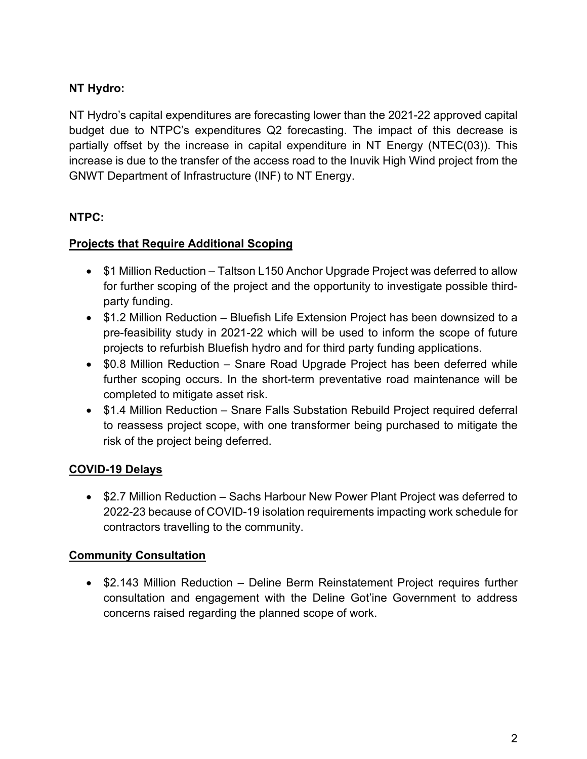**NT Hydro:**

NT Hydro's capital expenditures are forecasting lower than the 2021-22 approved capital budget due to NTPC's expenditures Q2 forecasting. The impact of this decrease is partially offset by the increase in capital expenditure in NT Energy (NTEC(03)). This increase is due to the transfer of the access road to the Inuvik High Wind project from the GNWT Department of Infrastructure (INF) to NT Energy.

**NTPC:**

**Projects that Require Additional Scoping**

- $1 Million Reduction – Taltson L150 Anchor Upgrade Project was deferred to allow for further scoping of the project and the opportunity to investigate possible third-party funding.
- $1.2 Million Reduction – Bluefish Life Extension Project has been downsized to a pre-feasibility study in 2021-22 which will be used to inform the scope of future projects to refurbish Bluefish hydro and for third party funding applications.
- $0.8 Million Reduction – Snare Road Upgrade Project has been deferred while further scoping occurs. In the short-term preventative road maintenance will be completed to mitigate asset risk.
- $1.4 Million Reduction – Snare Falls Substation Rebuild Project required deferral to reassess project scope, with one transformer being purchased to mitigate the risk of the project being deferred.

**COVID-19 Delays**

- $2.7 Million Reduction – Sachs Harbour New Power Plant Project was deferred to 2022-23 because of COVID-19 isolation requirements impacting work schedule for contractors travelling to the community.

**Community Consultation**

- $2.143 Million Reduction – Deline Berm Reinstatement Project requires further consultation and engagement with the Deline Got'ine Government to address concerns raised regarding the planned scope of work.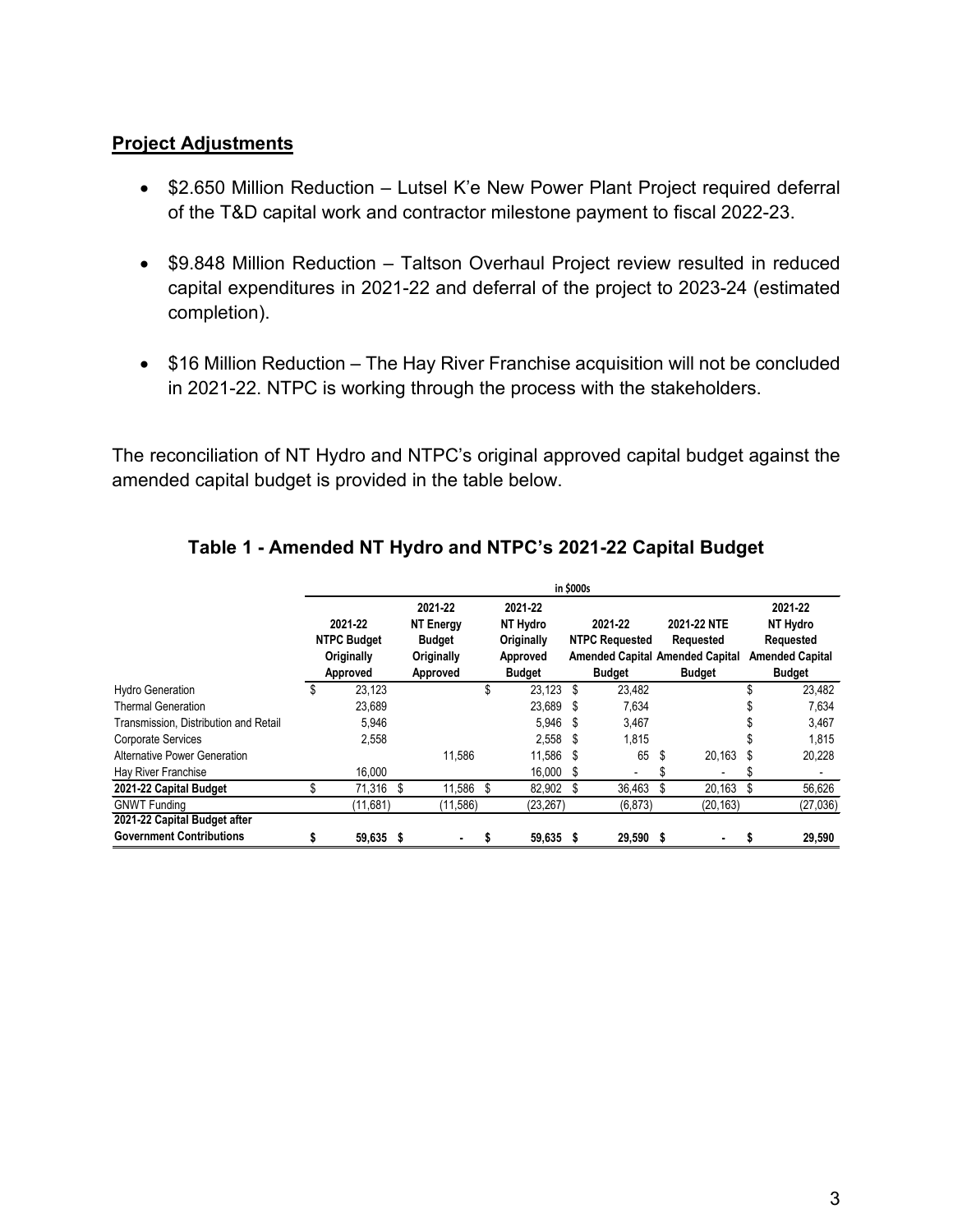## Project Adjustments

- \$2.650 Million Reduction – Lutsel K'e New Power Plant Project required deferral of the T&D capital work and contractor milestone payment to fiscal 2022-23.
- \$9.848 Million Reduction – Taltson Overhaul Project review resulted in reduced capital expenditures in 2021-22 and deferral of the project to 2023-24 (estimated completion).
- \$16 Million Reduction – The Hay River Franchise acquisition will not be concluded in 2021-22. NTPC is working through the process with the stakeholders.

The reconciliation of NT Hydro and NTPC's original approved capital budget against the amended capital budget is provided in the table below.

**Table 1 - Amended NT Hydro and NTPC's 2021-22 Capital Budget**

in $000s

| | 2021-22 NTPC Budget Originally Approved | 2021-22 NT Energy Budget Originally Approved | 2021-22 NT Hydro Originally Approved Budget | 2021-22 NTPC Requested Amended Capital Budget | 2021-22 NTE Requested Amended Capital Budget | 2021-22 NT Hydro Requested Amended Capital Budget |
|---|---|---|---|---|---|---|
| Hydro Generation | $ 23,123 | | $ 23,123 | $ 23,482 | | $ 23,482 |
| Thermal Generation | 23,689 | | 23,689 | $ 7,634 | | $ 7,634 |
| Transmission, Distribution and Retail | 5,946 | | 5,946 | $ 3,467 | | $ 3,467 |
| Corporate Services | 2,558 | | 2,558 | $ 1,815 | | $ 1,815 |
| Alternative Power Generation | | 11,586 | 11,586 | $ 65 | $ 20,163 | $ 20,228 |
| Hay River Franchise | 16,000 | | 16,000 | $ - | $ - | $ - |
| **2021-22 Capital Budget** | $ 71,316 | $ 11,586 | $ 82,902 | $ 36,463 | $ 20,163 | $ 56,626 |
| GNWT Funding | (11,681) | (11,586) | (23,267) | (6,873) | (20,163) | (27,036) |
| **2021-22 Capital Budget after Government Contributions** | **$ 59,635** | **$ -** | **$ 59,635** | **$ 29,590** | **$ -** | **$ 29,590** |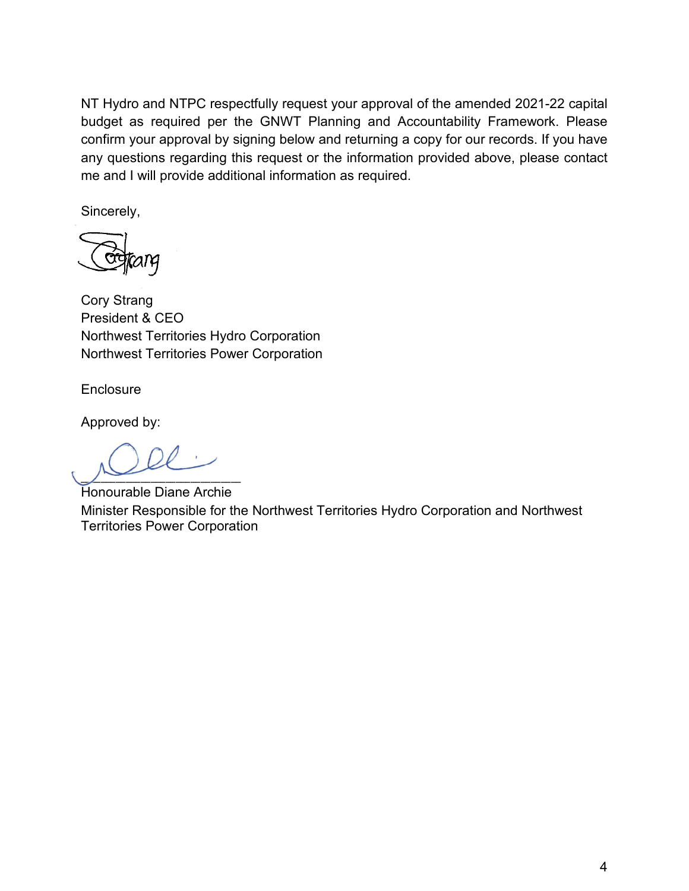NT Hydro and NTPC respectfully request your approval of the amended 2021-22 capital budget as required per the GNWT Planning and Accountability Framework. Please confirm your approval by signing below and returning a copy for our records. If you have any questions regarding this request or the information provided above, please contact me and I will provide additional information as required.

Sincerely,

Cory Strang
President & CEO
Northwest Territories Hydro Corporation
Northwest Territories Power Corporation

Enclosure

Approved by:

______________________
Honourable Diane Archie
Minister Responsible for the Northwest Territories Hydro Corporation and Northwest Territories Power Corporation